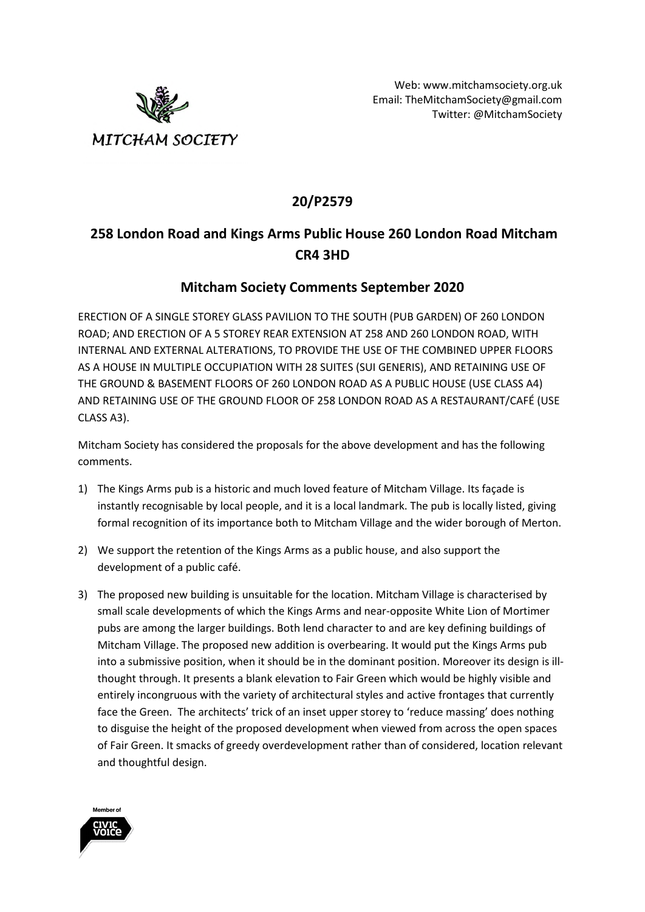MITCHAM SOCIETY

Web: www.mitchamsociety.org.uk
Email: TheMitchamSociety@gmail.com
Twitter: @MitchamSociety

# 20/P2579

# 258 London Road and Kings Arms Public House 260 London Road Mitcham CR4 3HD

## Mitcham Society Comments September 2020

ERECTION OF A SINGLE STOREY GLASS PAVILION TO THE SOUTH (PUB GARDEN) OF 260 LONDON ROAD; AND ERECTION OF A 5 STOREY REAR EXTENSION AT 258 AND 260 LONDON ROAD, WITH INTERNAL AND EXTERNAL ALTERATIONS, TO PROVIDE THE USE OF THE COMBINED UPPER FLOORS AS A HOUSE IN MULTIPLE OCCUPIATION WITH 28 SUITES (SUI GENERIS), AND RETAINING USE OF THE GROUND & BASEMENT FLOORS OF 260 LONDON ROAD AS A PUBLIC HOUSE (USE CLASS A4) AND RETAINING USE OF THE GROUND FLOOR OF 258 LONDON ROAD AS A RESTAURANT/CAFÉ (USE CLASS A3).

Mitcham Society has considered the proposals for the above development and has the following comments.

1) The Kings Arms pub is a historic and much loved feature of Mitcham Village. Its façade is instantly recognisable by local people, and it is a local landmark. The pub is locally listed, giving formal recognition of its importance both to Mitcham Village and the wider borough of Merton.

2) We support the retention of the Kings Arms as a public house, and also support the development of a public café.

3) The proposed new building is unsuitable for the location. Mitcham Village is characterised by small scale developments of which the Kings Arms and near-opposite White Lion of Mortimer pubs are among the larger buildings. Both lend character to and are key defining buildings of Mitcham Village. The proposed new addition is overbearing. It would put the Kings Arms pub into a submissive position, when it should be in the dominant position. Moreover its design is ill-thought through. It presents a blank elevation to Fair Green which would be highly visible and entirely incongruous with the variety of architectural styles and active frontages that currently face the Green. The architects' trick of an inset upper storey to 'reduce massing' does nothing to disguise the height of the proposed development when viewed from across the open spaces of Fair Green. It smacks of greedy overdevelopment rather than of considered, location relevant and thoughtful design.

Member of Civic Voice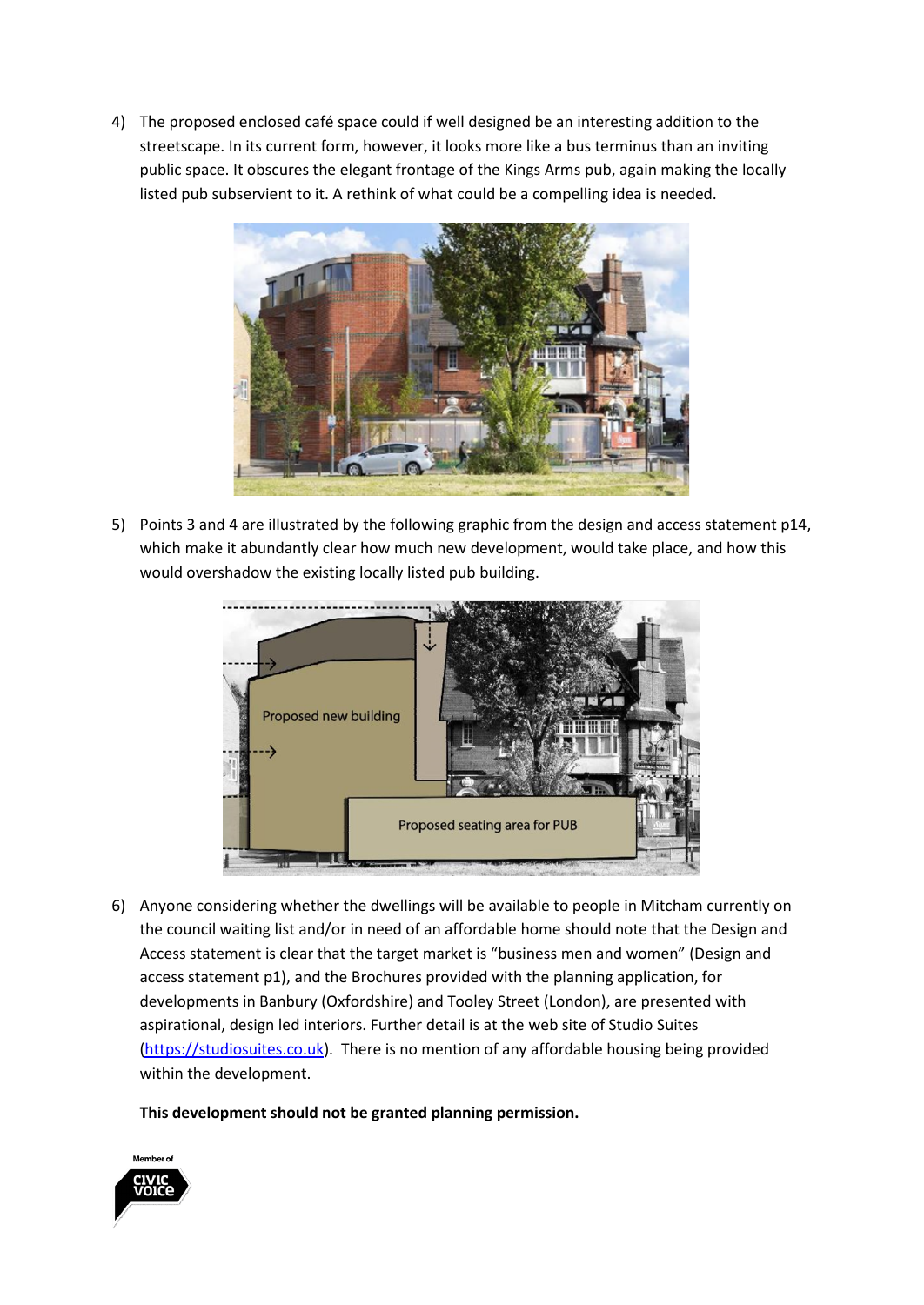4) The proposed enclosed café space could if well designed be an interesting addition to the streetscape. In its current form, however, it looks more like a bus terminus than an inviting public space. It obscures the elegant frontage of the Kings Arms pub, again making the locally listed pub subservient to it. A rethink of what could be a compelling idea is needed.

5) Points 3 and 4 are illustrated by the following graphic from the design and access statement p14, which make it abundantly clear how much new development, would take place, and how this would overshadow the existing locally listed pub building.

6) Anyone considering whether the dwellings will be available to people in Mitcham currently on the council waiting list and/or in need of an affordable home should note that the Design and Access statement is clear that the target market is "business men and women" (Design and access statement p1), and the Brochures provided with the planning application, for developments in Banbury (Oxfordshire) and Tooley Street (London), are presented with aspirational, design led interiors. Further detail is at the web site of Studio Suites (https://studiosuites.co.uk). There is no mention of any affordable housing being provided within the development.

**This development should not be granted planning permission.**